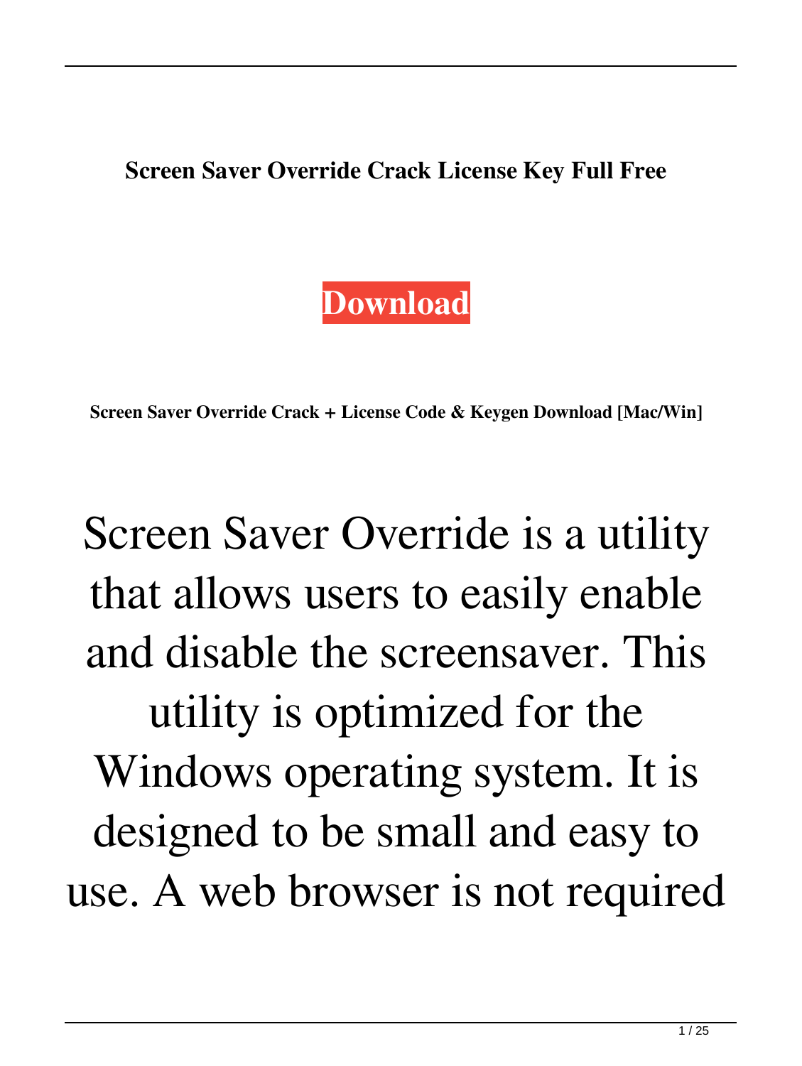**Screen Saver Override Crack License Key Full Free**

**Download**

**Screen Saver Override Crack + License Code & Keygen Download [Mac/Win]**

Screen Saver Override is a utility that allows users to easily enable and disable the screensaver. This utility is optimized for the Windows operating system. It is designed to be small and easy to use. A web browser is not required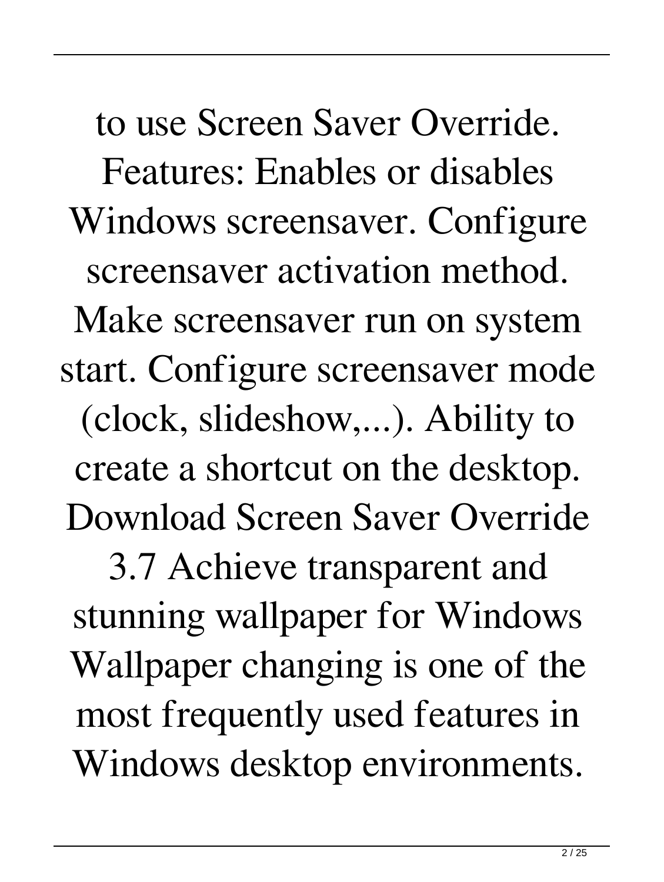to use Screen Saver Override. Features: Enables or disables Windows screensaver. Configure screensaver activation method. Make screensaver run on system start. Configure screensaver mode (clock, slideshow,...). Ability to create a shortcut on the desktop. Download Screen Saver Override 3.7 Achieve transparent and stunning wallpaper for Windows Wallpaper changing is one of the most frequently used features in Windows desktop environments.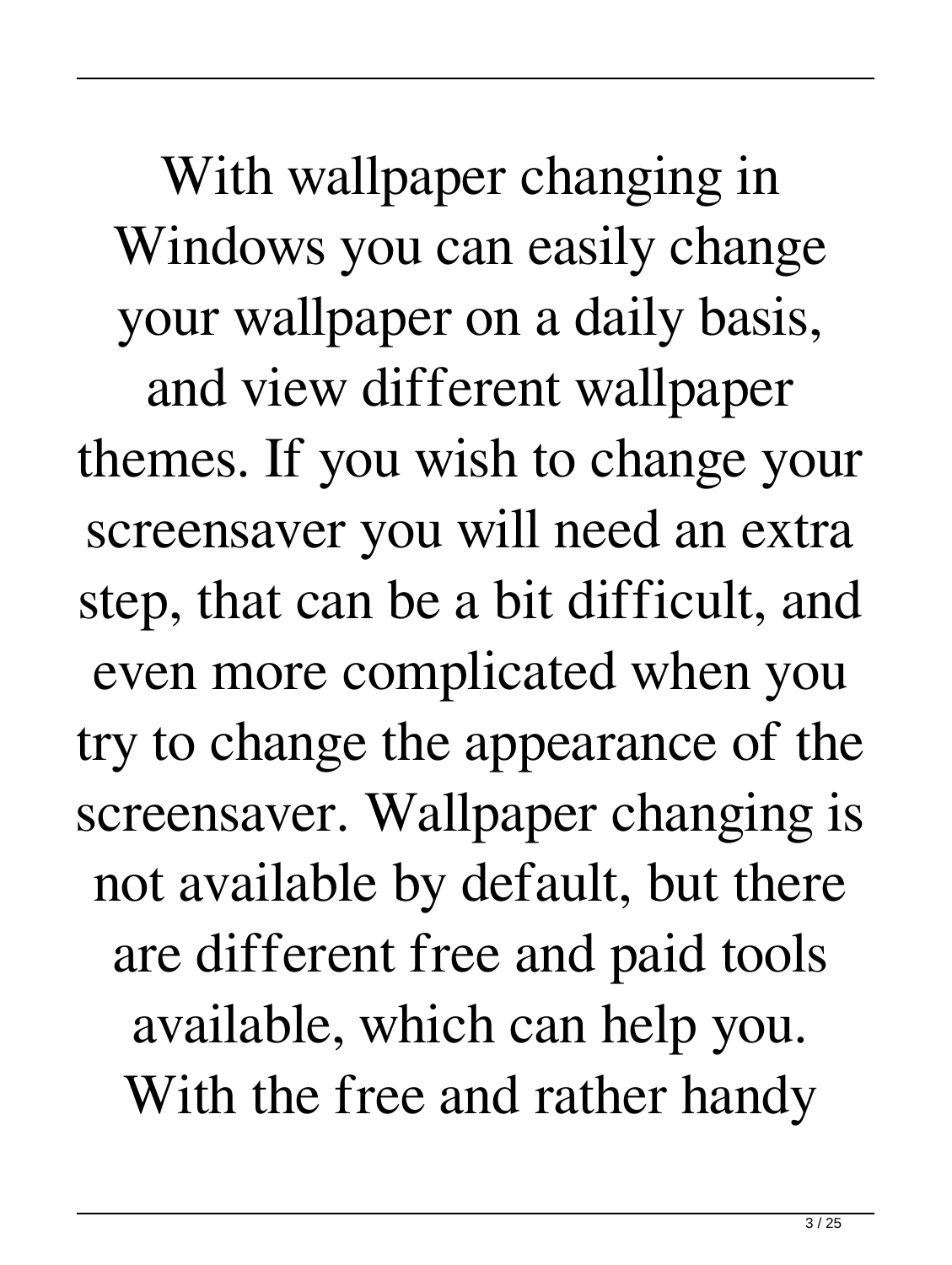With wallpaper changing in Windows you can easily change your wallpaper on a daily basis, and view different wallpaper themes. If you wish to change your screensaver you will need an extra step, that can be a bit difficult, and even more complicated when you try to change the appearance of the screensaver. Wallpaper changing is not available by default, but there are different free and paid tools available, which can help you. With the free and rather handy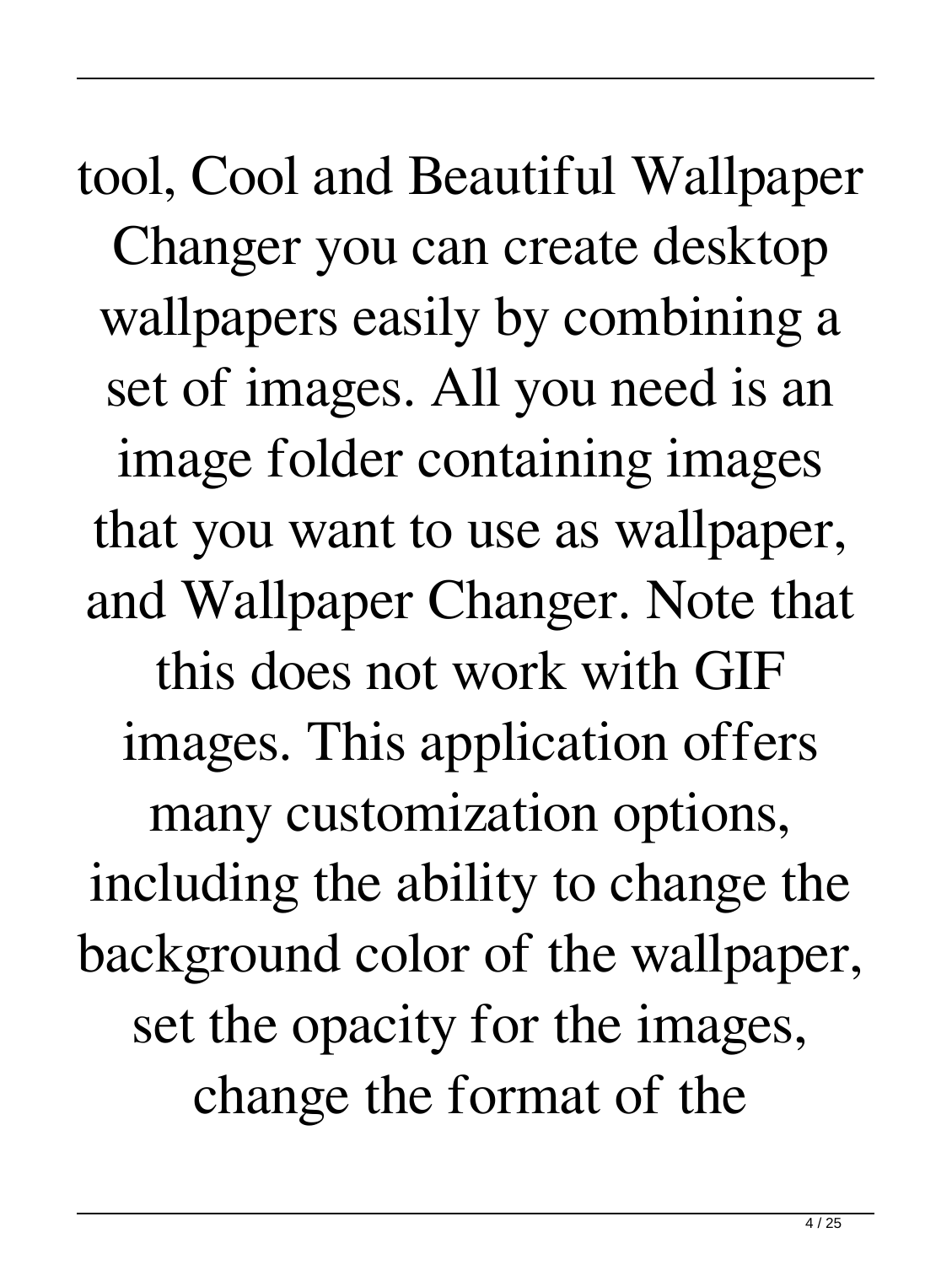tool, Cool and Beautiful Wallpaper Changer you can create desktop wallpapers easily by combining a set of images. All you need is an image folder containing images that you want to use as wallpaper, and Wallpaper Changer. Note that this does not work with GIF images. This application offers many customization options, including the ability to change the background color of the wallpaper, set the opacity for the images, change the format of the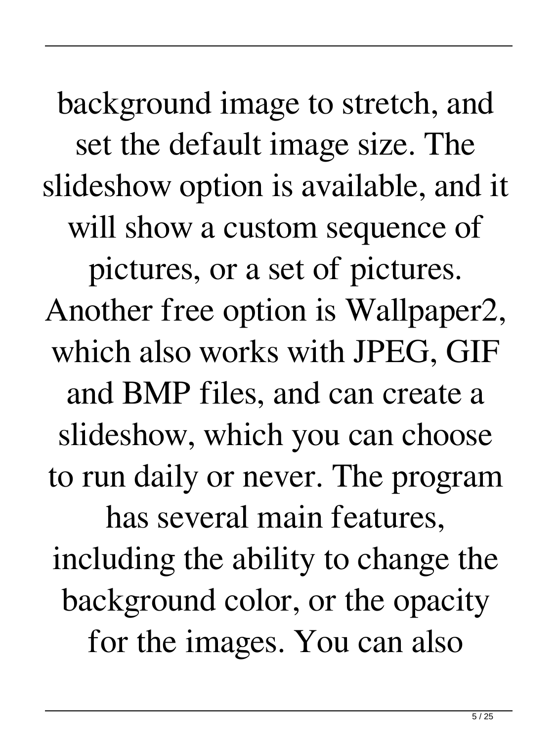background image to stretch, and set the default image size. The slideshow option is available, and it will show a custom sequence of pictures, or a set of pictures. Another free option is Wallpaper2, which also works with JPEG, GIF and BMP files, and can create a slideshow, which you can choose to run daily or never. The program has several main features, including the ability to change the background color, or the opacity for the images. You can also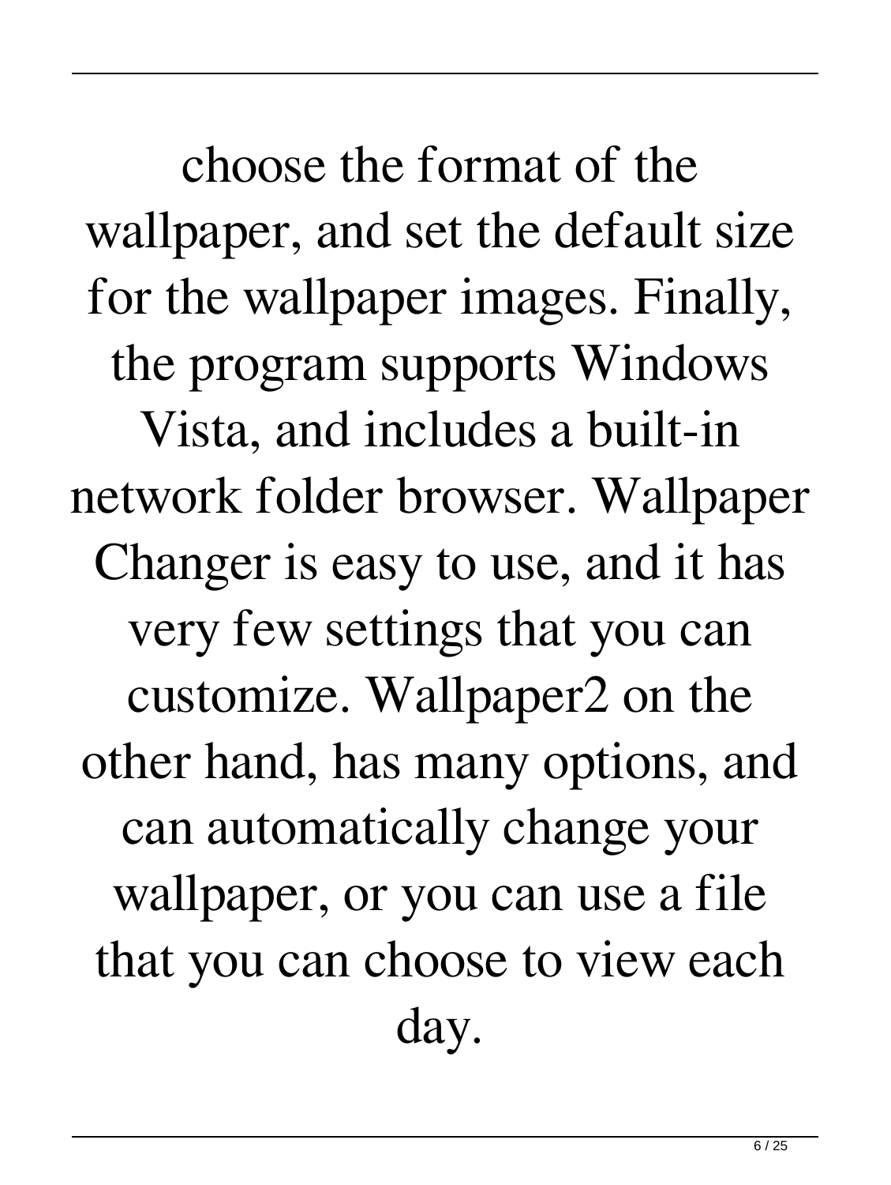choose the format of the wallpaper, and set the default size for the wallpaper images. Finally, the program supports Windows Vista, and includes a built-in network folder browser. Wallpaper Changer is easy to use, and it has very few settings that you can customize. Wallpaper2 on the other hand, has many options, and can automatically change your wallpaper, or you can use a file that you can choose to view each day.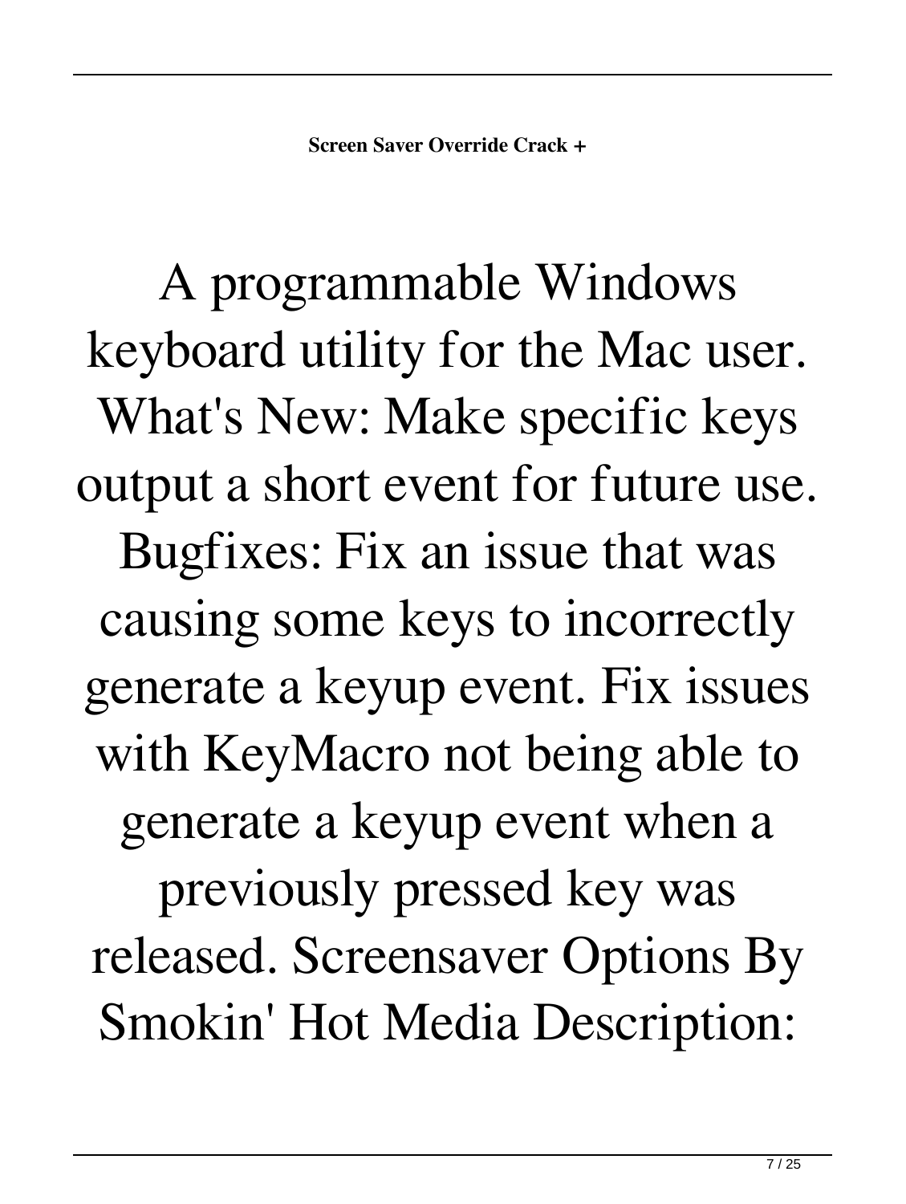**Screen Saver Override Crack +**

A programmable Windows keyboard utility for the Mac user. What's New: Make specific keys output a short event for future use. Bugfixes: Fix an issue that was causing some keys to incorrectly generate a keyup event. Fix issues with KeyMacro not being able to generate a keyup event when a previously pressed key was released. Screensaver Options By Smokin' Hot Media Description: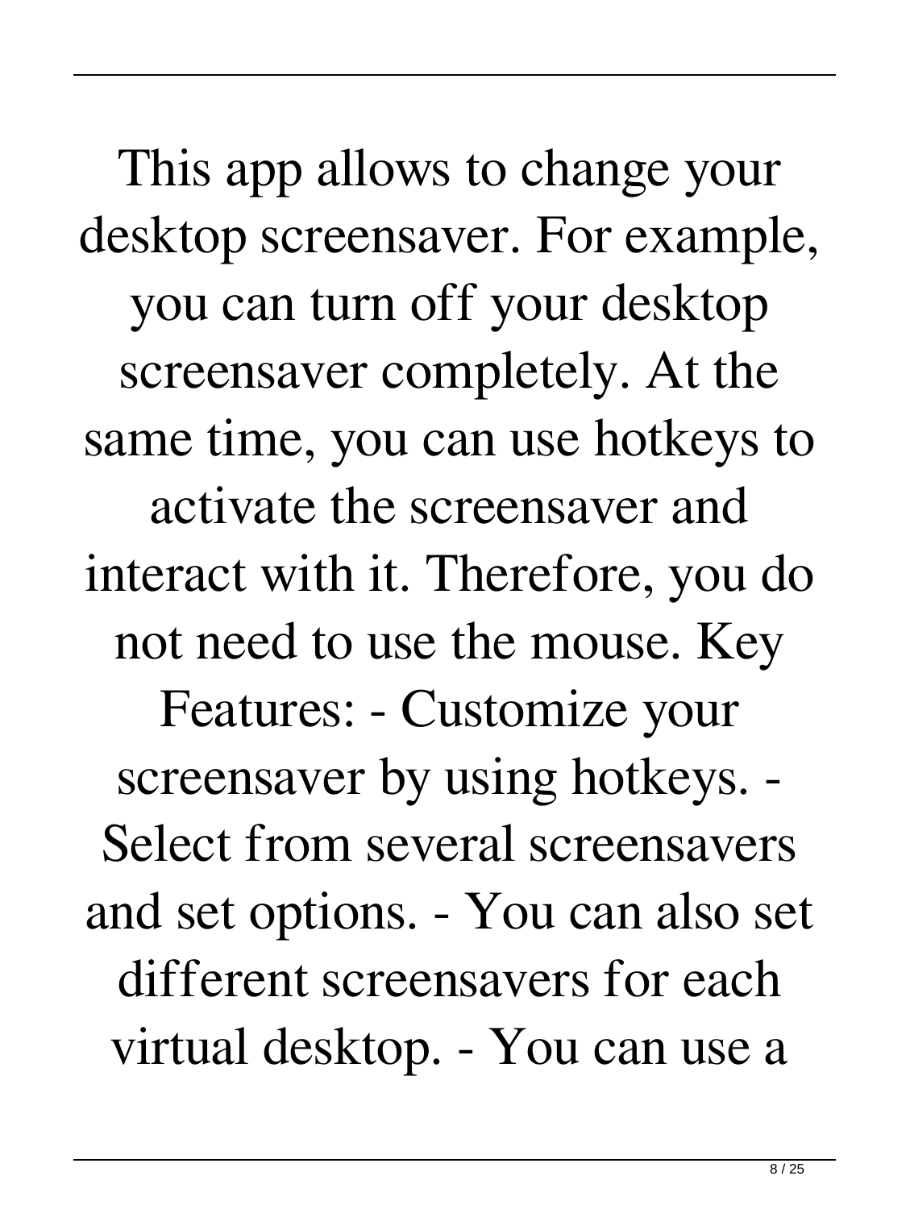This app allows to change your desktop screensaver. For example, you can turn off your desktop screensaver completely. At the same time, you can use hotkeys to activate the screensaver and interact with it. Therefore, you do not need to use the mouse. Key Features: - Customize your screensaver by using hotkeys. - Select from several screensavers and set options. - You can also set different screensavers for each virtual desktop. - You can use a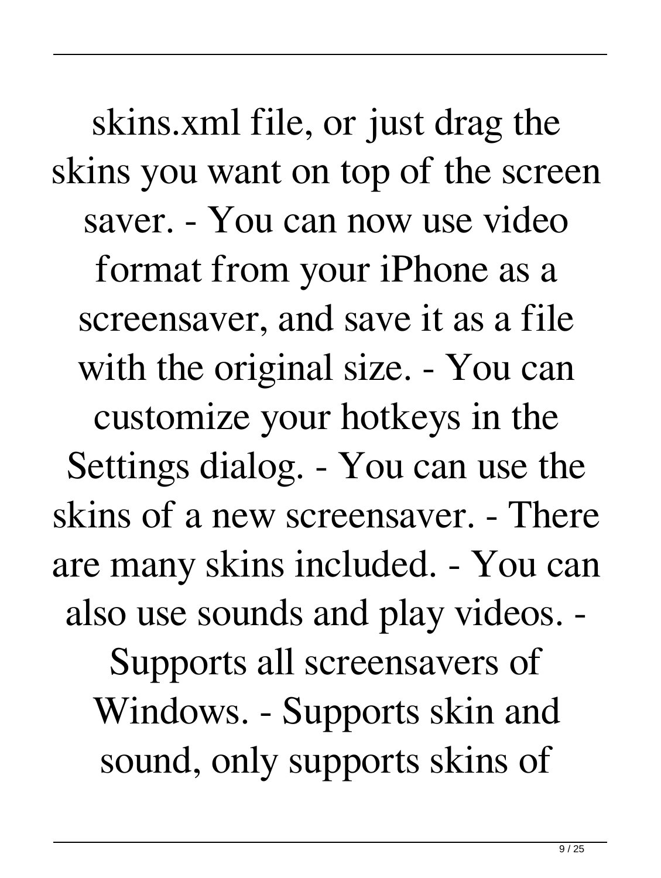skins.xml file, or just drag the skins you want on top of the screen saver. - You can now use video format from your iPhone as a screensaver, and save it as a file with the original size. - You can customize your hotkeys in the Settings dialog. - You can use the skins of a new screensaver. - There are many skins included. - You can also use sounds and play videos. - Supports all screensavers of Windows. - Supports skin and sound, only supports skins of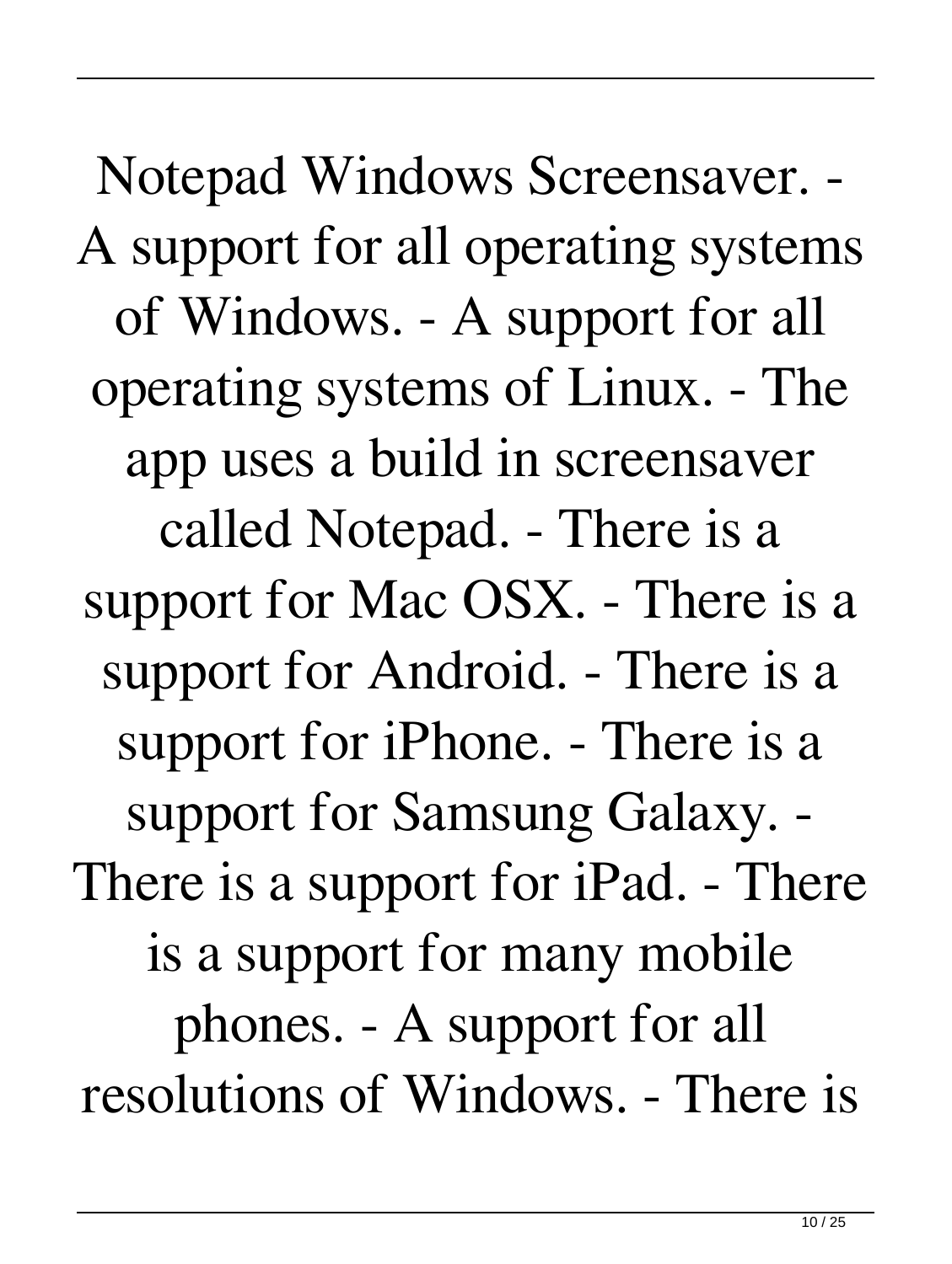Notepad Windows Screensaver. - A support for all operating systems of Windows. - A support for all operating systems of Linux. - The app uses a build in screensaver called Notepad. - There is a support for Mac OSX. - There is a support for Android. - There is a support for iPhone. - There is a support for Samsung Galaxy. - There is a support for iPad. - There is a support for many mobile phones. - A support for all resolutions of Windows. - There is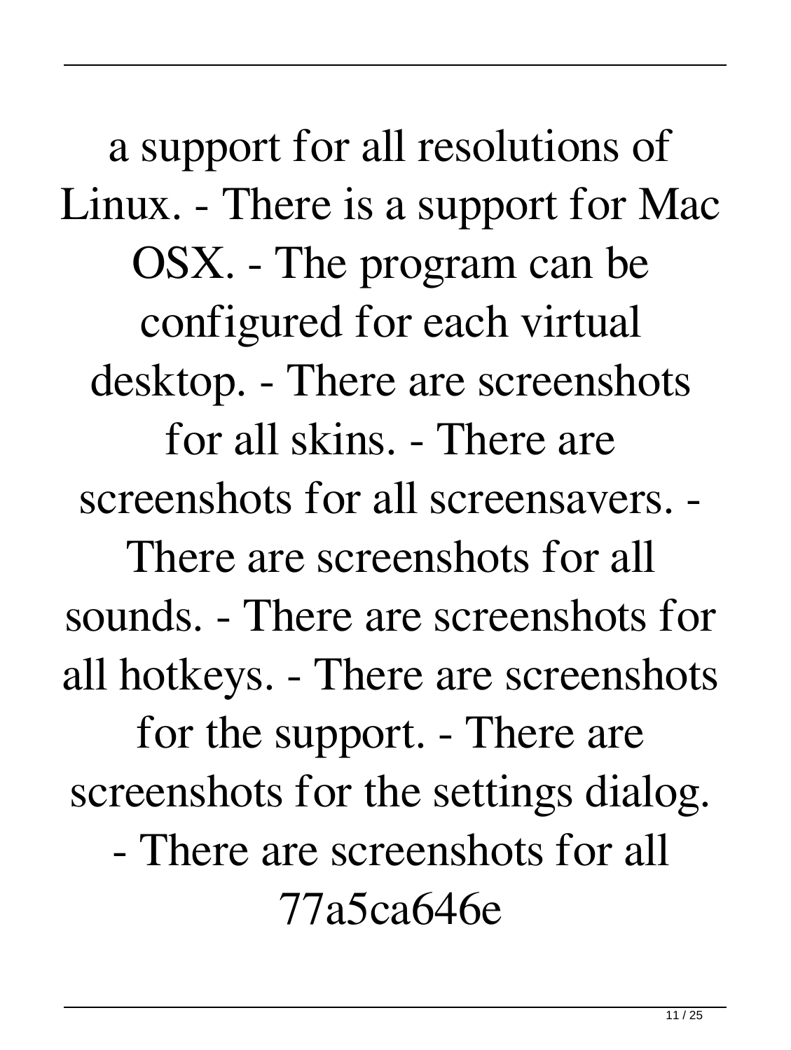a support for all resolutions of Linux. - There is a support for Mac OSX. - The program can be configured for each virtual desktop. - There are screenshots for all skins. - There are screenshots for all screensavers. - There are screenshots for all sounds. - There are screenshots for all hotkeys. - There are screenshots for the support. - There are screenshots for the settings dialog. - There are screenshots for all 77a5ca646e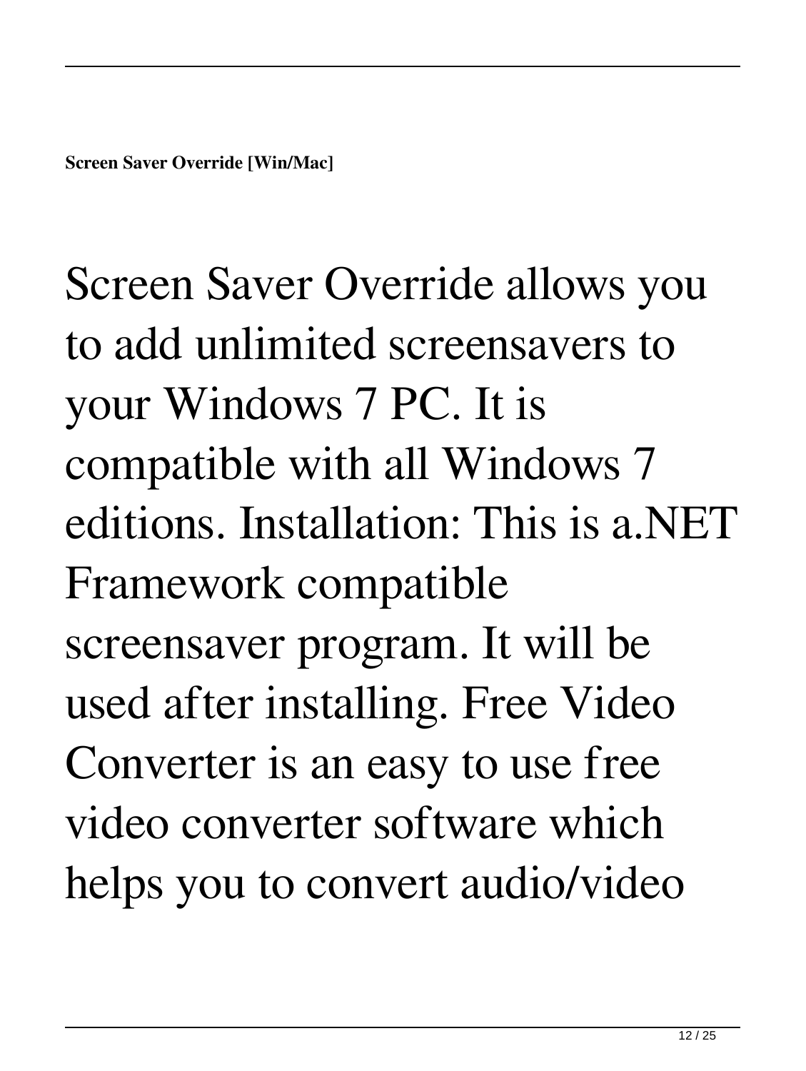**Screen Saver Override [Win/Mac]**

Screen Saver Override allows you to add unlimited screensavers to your Windows 7 PC. It is compatible with all Windows 7 editions. Installation: This is a.NET Framework compatible screensaver program. It will be used after installing. Free Video Converter is an easy to use free video converter software which helps you to convert audio/video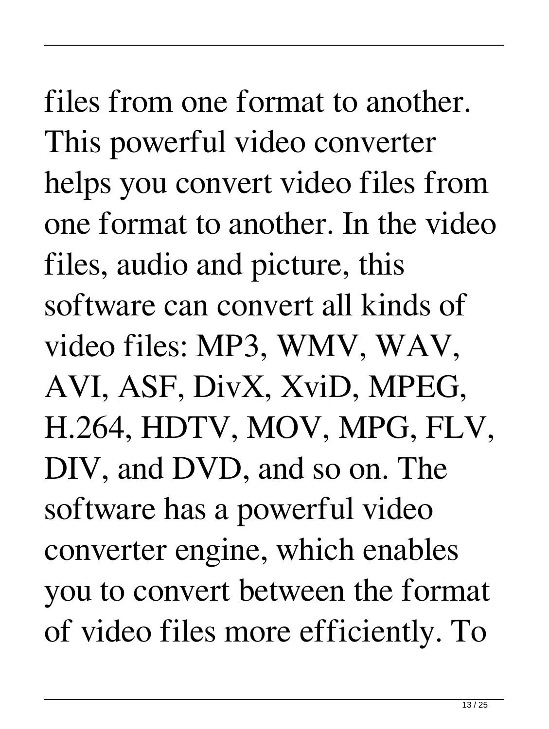files from one format to another. This powerful video converter helps you convert video files from one format to another. In the video files, audio and picture, this software can convert all kinds of video files: MP3, WMV, WAV, AVI, ASF, DivX, XviD, MPEG, H.264, HDTV, MOV, MPG, FLV, DIV, and DVD, and so on. The software has a powerful video converter engine, which enables you to convert between the format of video files more efficiently. To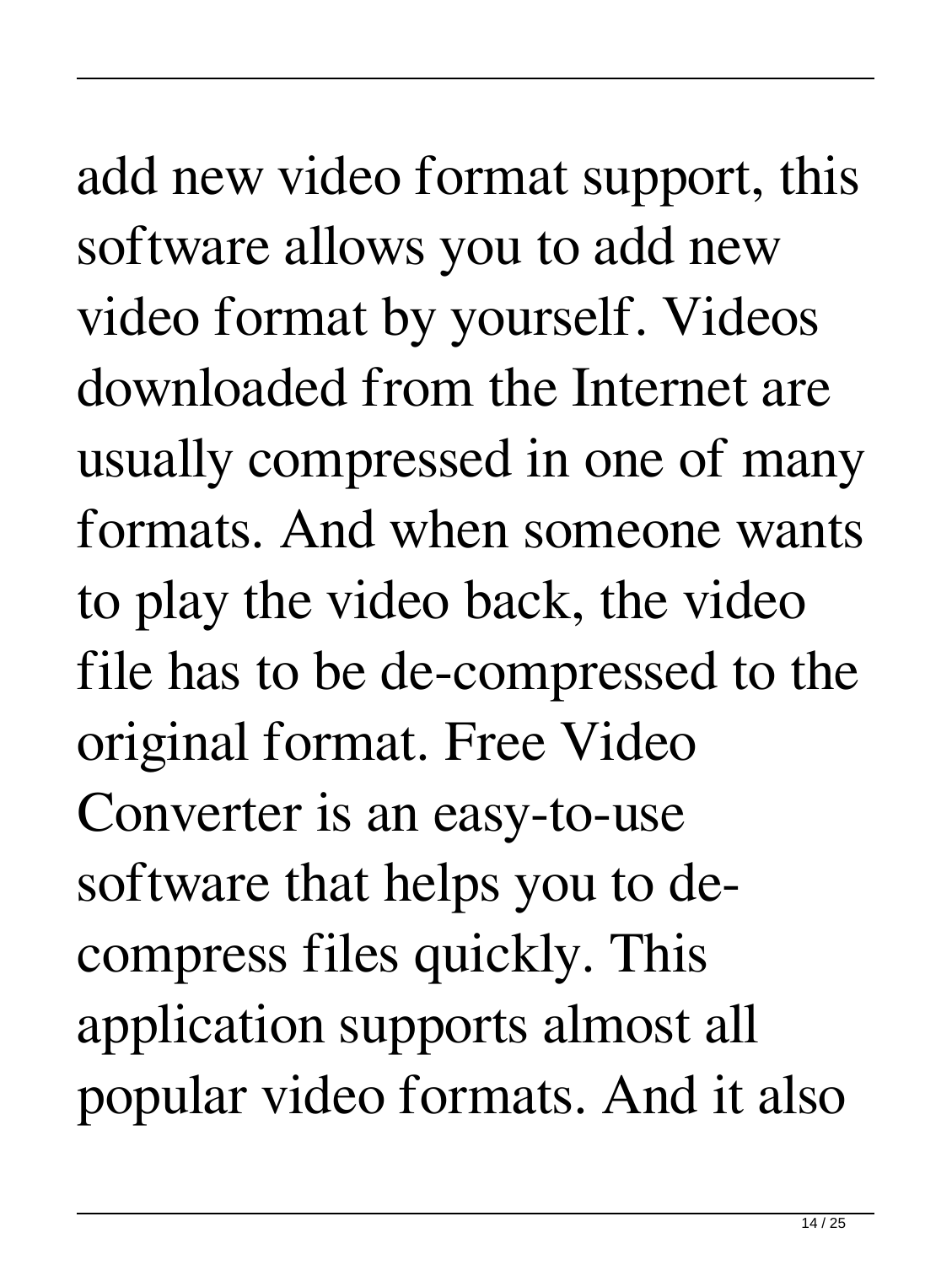add new video format support, this software allows you to add new video format by yourself. Videos downloaded from the Internet are usually compressed in one of many formats. And when someone wants to play the video back, the video file has to be de-compressed to the original format. Free Video Converter is an easy-to-use software that helps you to de-compress files quickly. This application supports almost all popular video formats. And it also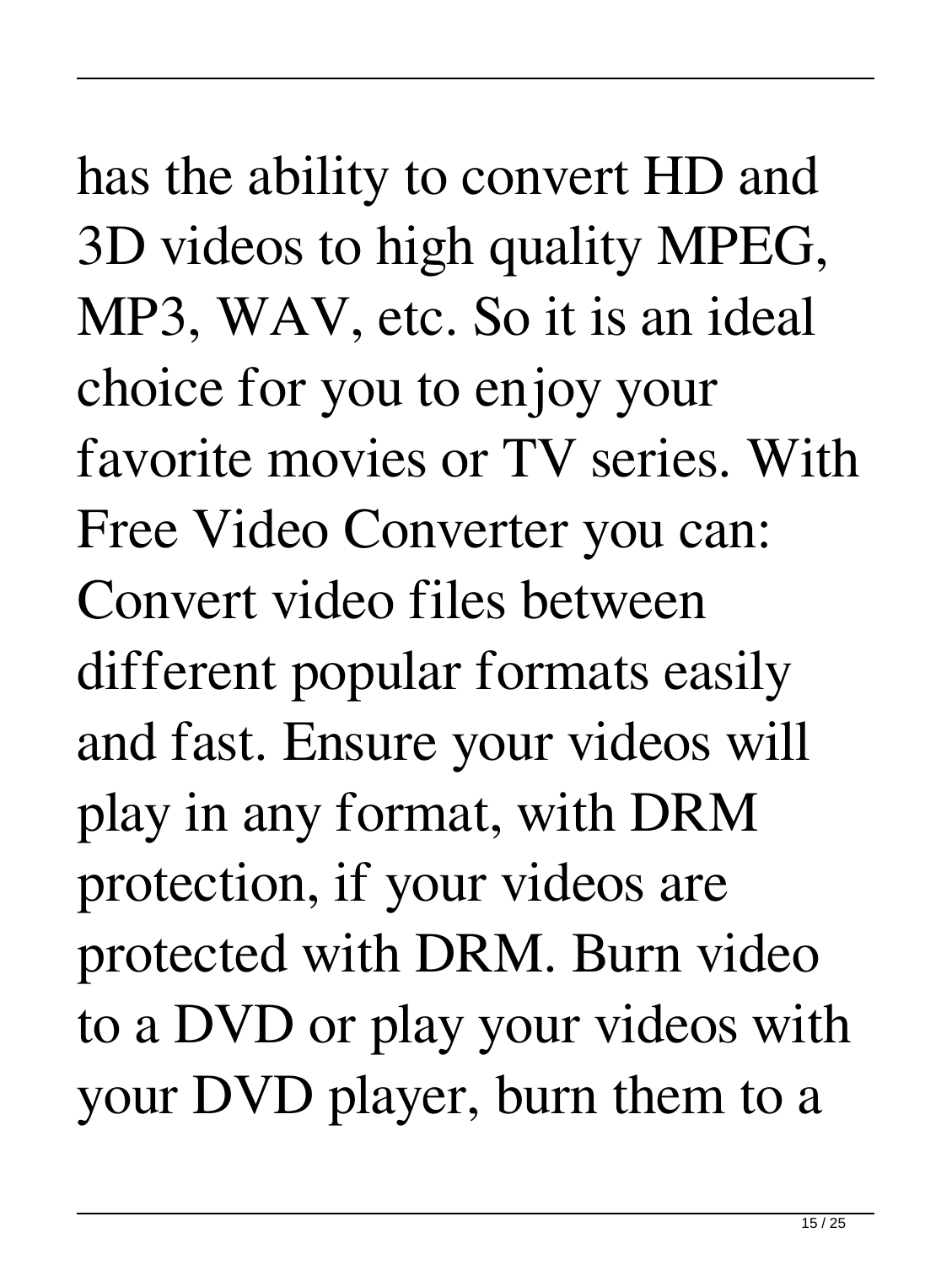has the ability to convert HD and 3D videos to high quality MPEG, MP3, WAV, etc. So it is an ideal choice for you to enjoy your favorite movies or TV series. With Free Video Converter you can: Convert video files between different popular formats easily and fast. Ensure your videos will play in any format, with DRM protection, if your videos are protected with DRM. Burn video to a DVD or play your videos with your DVD player, burn them to a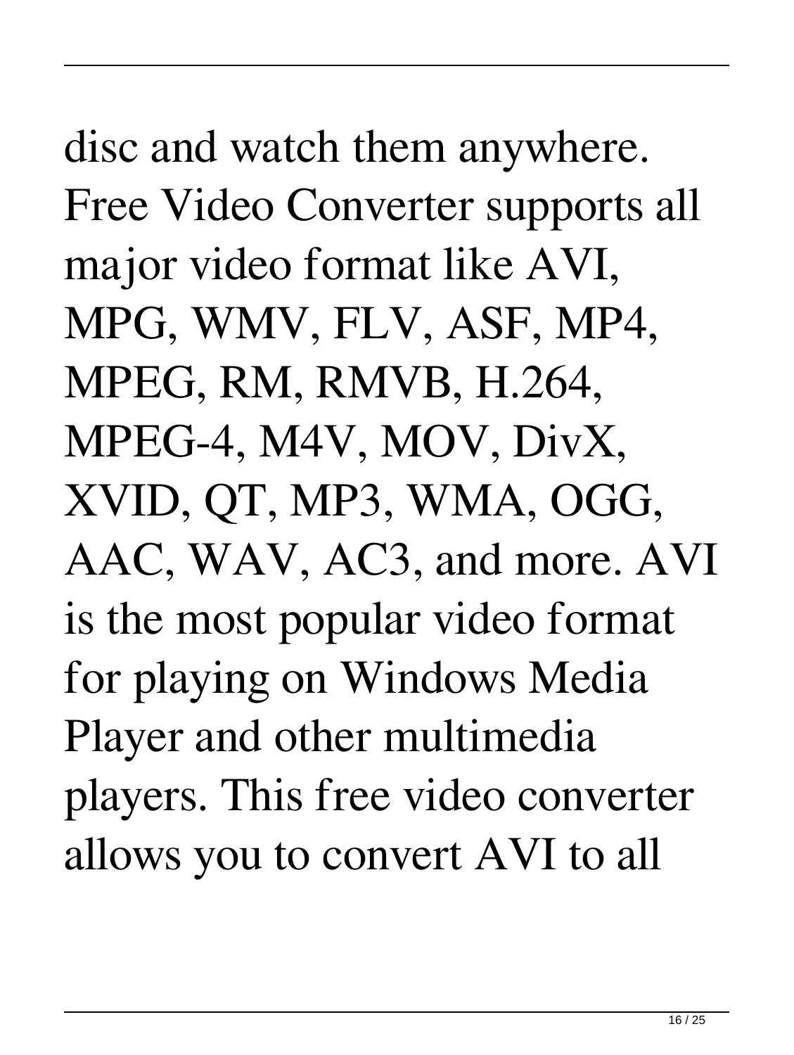disc and watch them anywhere. Free Video Converter supports all major video format like AVI, MPG, WMV, FLV, ASF, MP4, MPEG, RM, RMVB, H.264, MPEG-4, M4V, MOV, DivX, XVID, QT, MP3, WMA, OGG, AAC, WAV, AC3, and more. AVI is the most popular video format for playing on Windows Media Player and other multimedia players. This free video converter allows you to convert AVI to all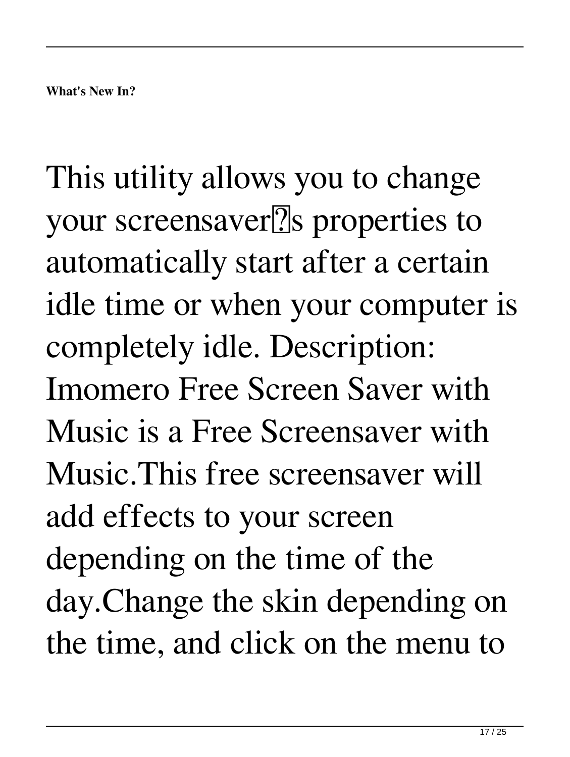**What's New In?**

This utility allows you to change your screensaver�s properties to automatically start after a certain idle time or when your computer is completely idle. Description: Imomero Free Screen Saver with Music is a Free Screensaver with Music.This free screensaver will add effects to your screen depending on the time of the day.Change the skin depending on the time, and click on the menu to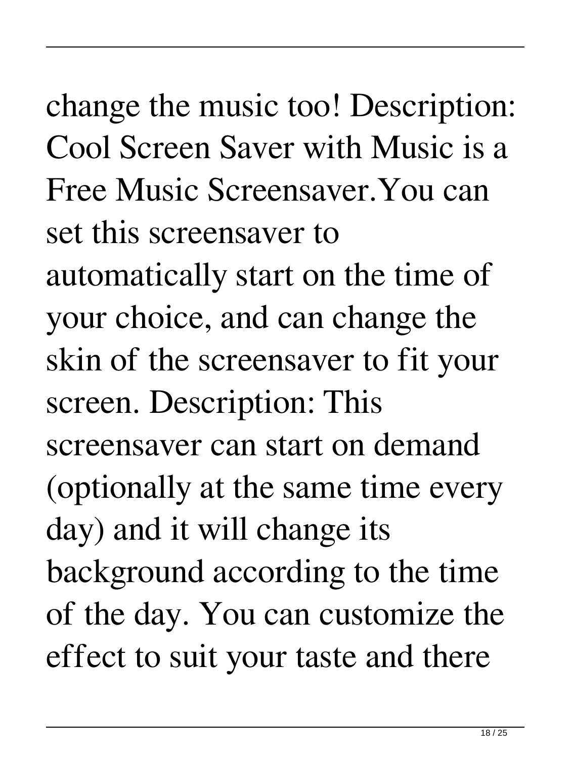change the music too! Description: Cool Screen Saver with Music is a Free Music Screensaver.You can set this screensaver to automatically start on the time of your choice, and can change the skin of the screensaver to fit your screen. Description: This screensaver can start on demand (optionally at the same time every day) and it will change its background according to the time of the day. You can customize the effect to suit your taste and there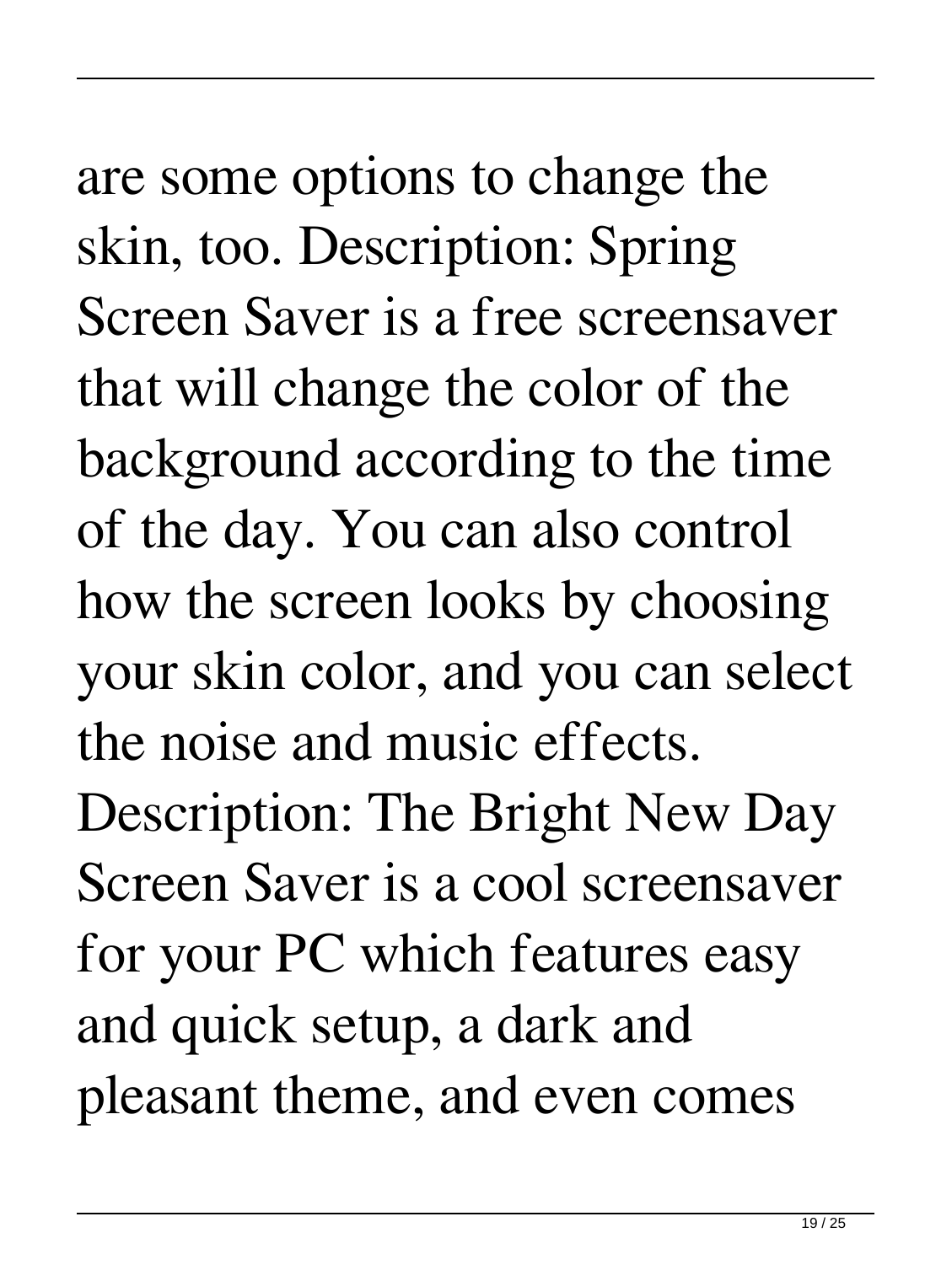are some options to change the skin, too. Description: Spring Screen Saver is a free screensaver that will change the color of the background according to the time of the day. You can also control how the screen looks by choosing your skin color, and you can select the noise and music effects. Description: The Bright New Day Screen Saver is a cool screensaver for your PC which features easy and quick setup, a dark and pleasant theme, and even comes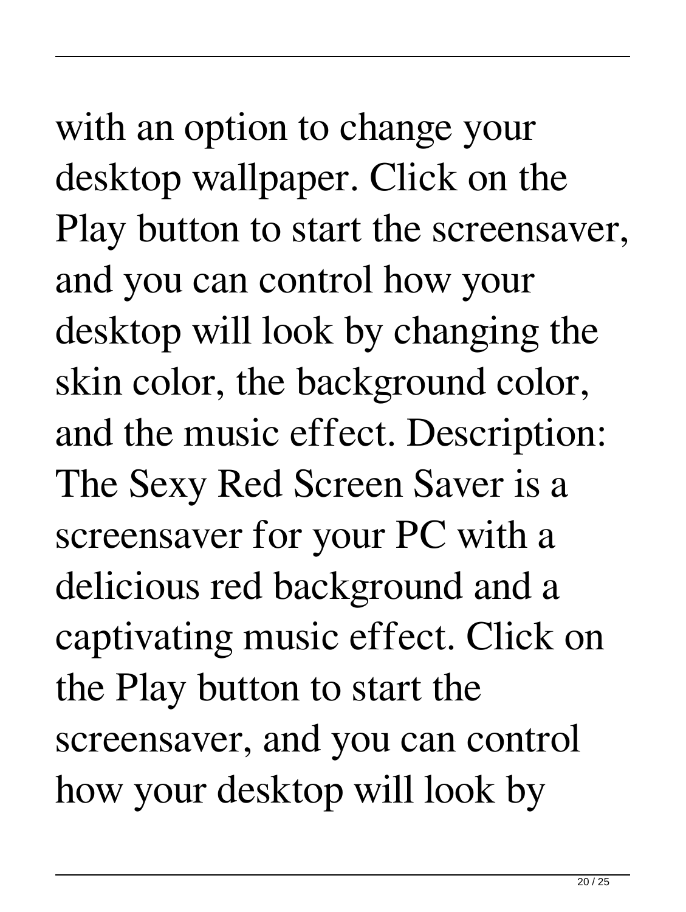with an option to change your desktop wallpaper. Click on the Play button to start the screensaver, and you can control how your desktop will look by changing the skin color, the background color, and the music effect. Description: The Sexy Red Screen Saver is a screensaver for your PC with a delicious red background and a captivating music effect. Click on the Play button to start the screensaver, and you can control how your desktop will look by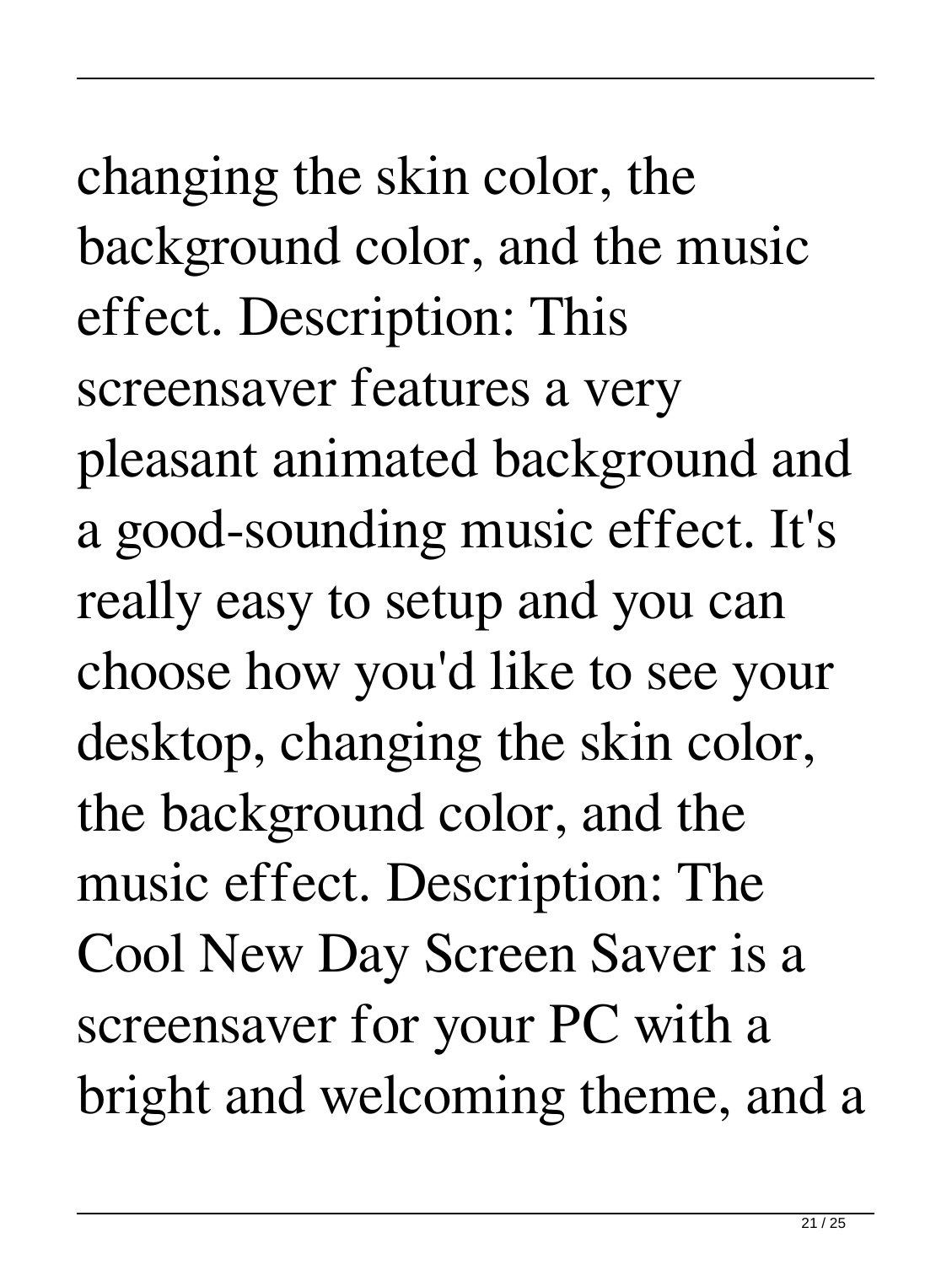changing the skin color, the background color, and the music effect. Description: This screensaver features a very pleasant animated background and a good-sounding music effect. It's really easy to setup and you can choose how you'd like to see your desktop, changing the skin color, the background color, and the music effect. Description: The Cool New Day Screen Saver is a screensaver for your PC with a bright and welcoming theme, and a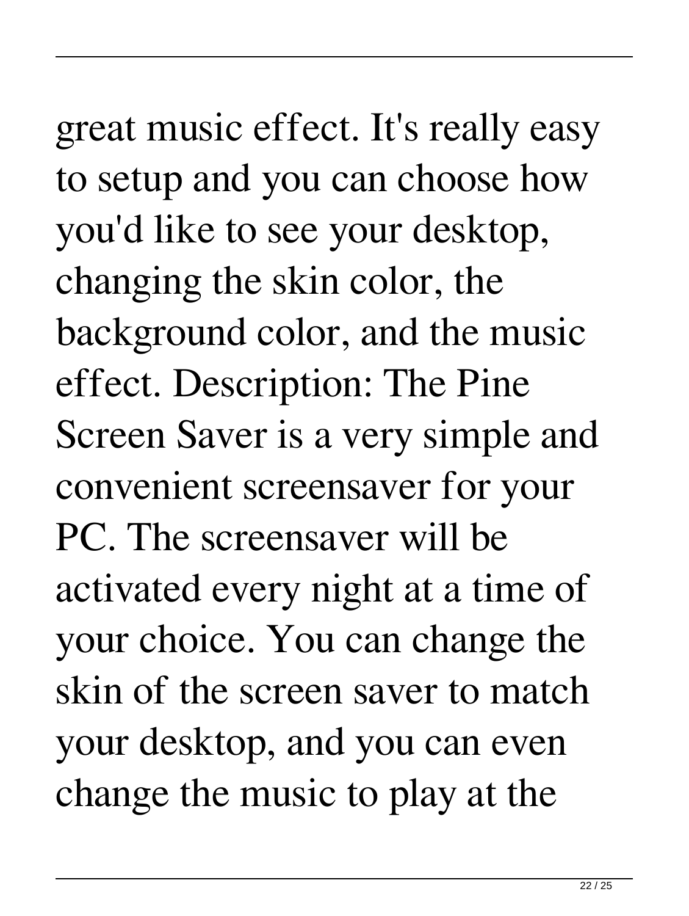great music effect. It's really easy to setup and you can choose how you'd like to see your desktop, changing the skin color, the background color, and the music effect. Description: The Pine Screen Saver is a very simple and convenient screensaver for your PC. The screensaver will be activated every night at a time of your choice. You can change the skin of the screen saver to match your desktop, and you can even change the music to play at the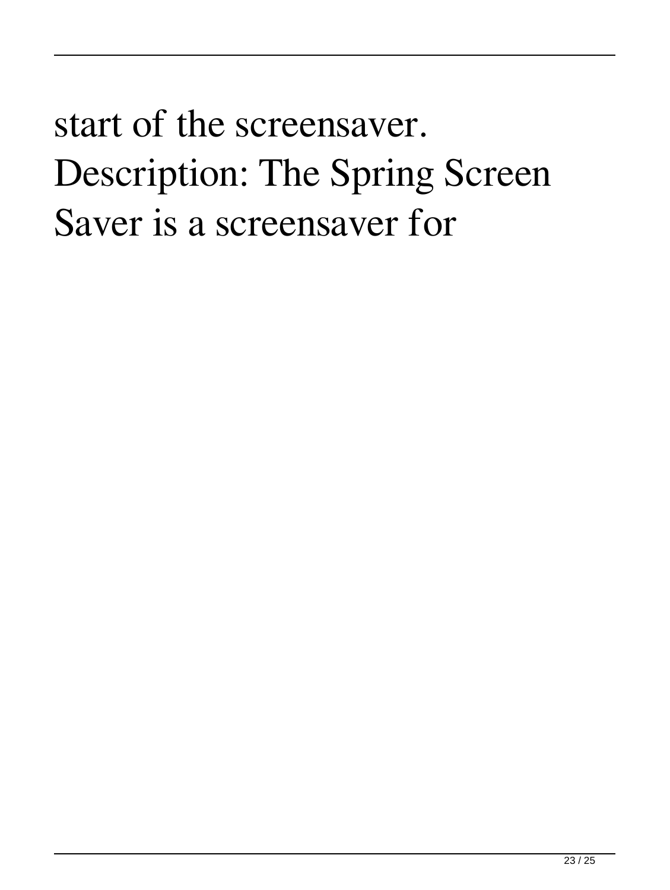start of the screensaver. Description: The Spring Screen Saver is a screensaver for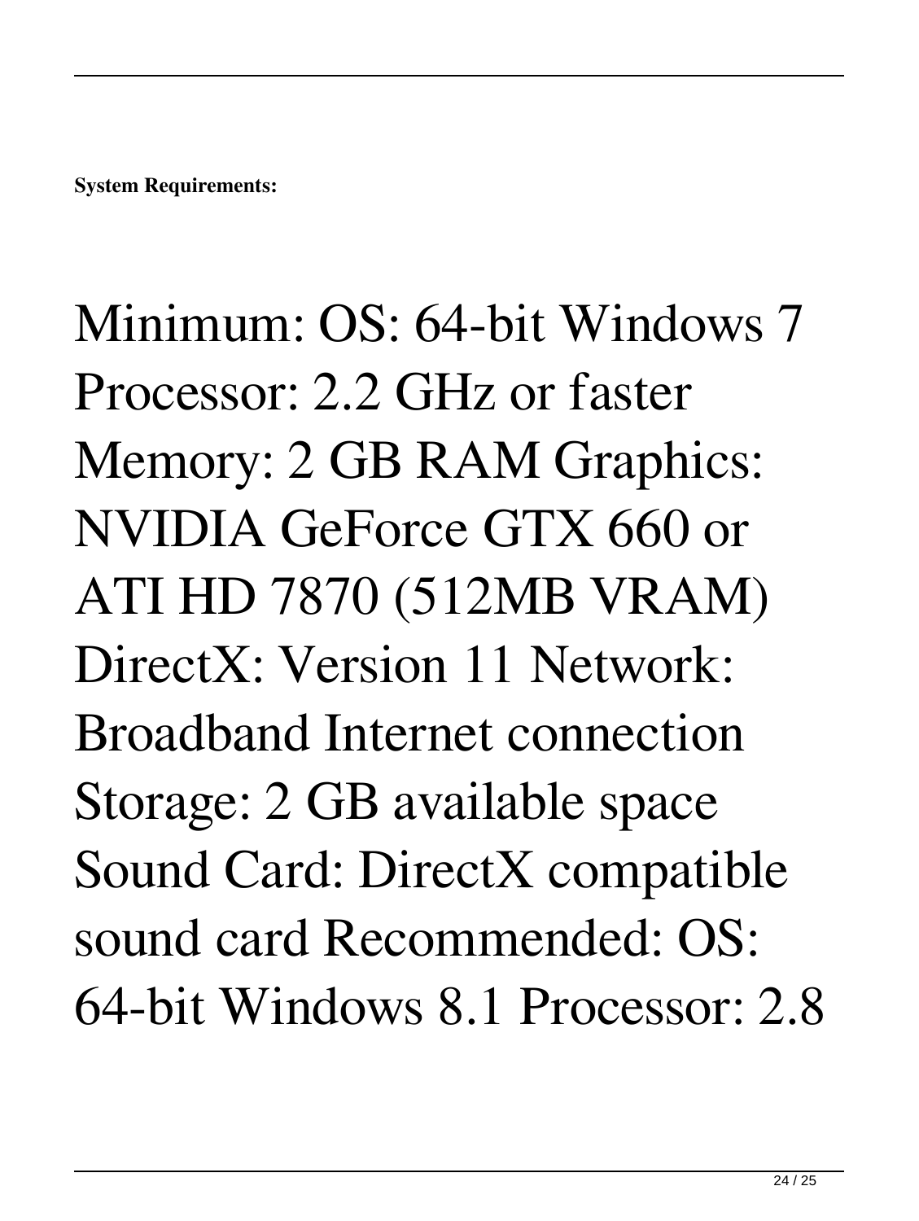**System Requirements:**

Minimum: OS: 64-bit Windows 7 Processor: 2.2 GHz or faster Memory: 2 GB RAM Graphics: NVIDIA GeForce GTX 660 or ATI HD 7870 (512MB VRAM) DirectX: Version 11 Network: Broadband Internet connection Storage: 2 GB available space Sound Card: DirectX compatible sound card Recommended: OS: 64-bit Windows 8.1 Processor: 2.8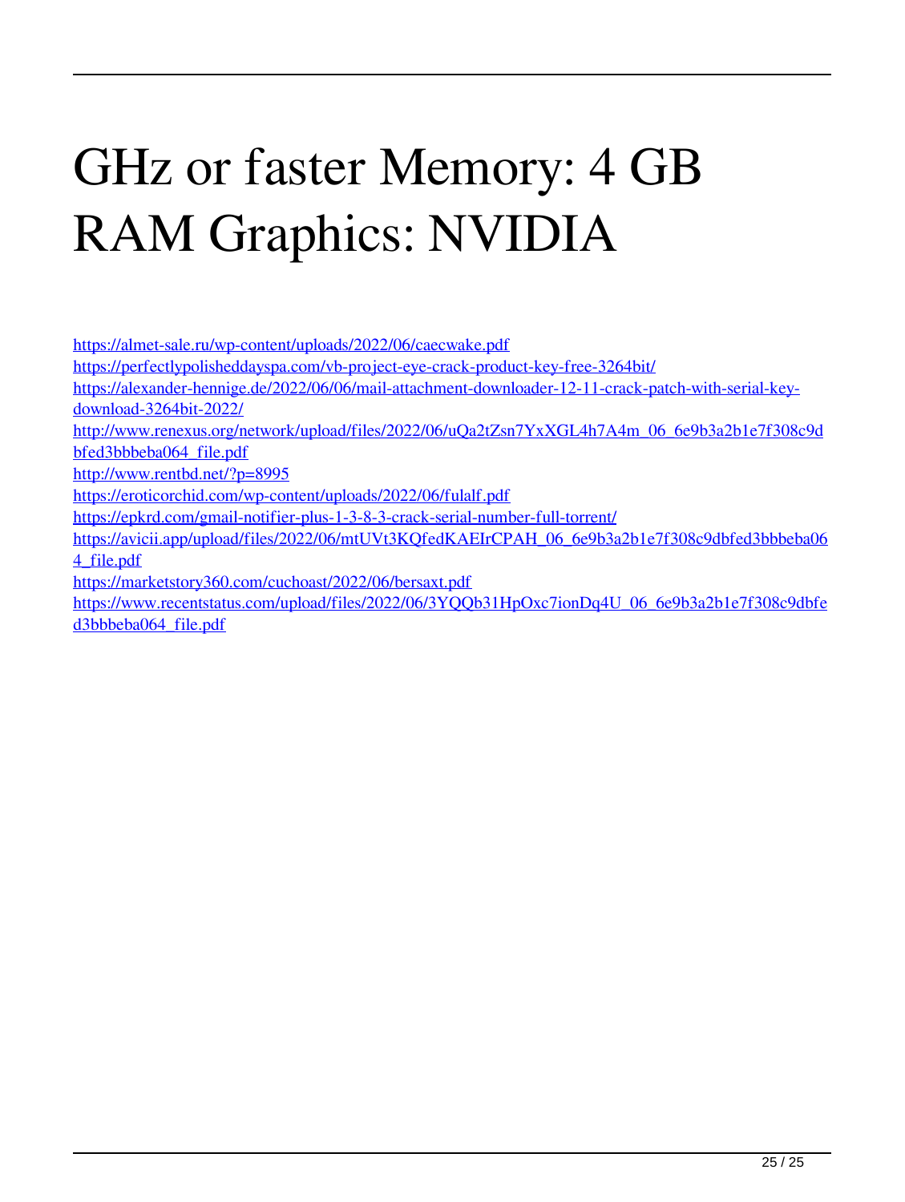# GHz or faster Memory: 4 GB RAM Graphics: NVIDIA

https://almet-sale.ru/wp-content/uploads/2022/06/caecwake.pdf
https://perfectlypolisheddayspa.com/vb-project-eye-crack-product-key-free-3264bit/
https://alexander-hennige.de/2022/06/06/mail-attachment-downloader-12-11-crack-patch-with-serial-key-download-3264bit-2022/
http://www.renexus.org/network/upload/files/2022/06/uQa2tZsn7YxXGL4h7A4m_06_6e9b3a2b1e7f308c9dbfed3bbbeba064_file.pdf
http://www.rentbd.net/?p=8995
https://eroticorchid.com/wp-content/uploads/2022/06/fulalf.pdf
https://epkrd.com/gmail-notifier-plus-1-3-8-3-crack-serial-number-full-torrent/
https://avicii.app/upload/files/2022/06/mtUVt3KQfedKAEIrCPAH_06_6e9b3a2b1e7f308c9dbfed3bbbeba064_file.pdf
https://marketstory360.com/cuchoast/2022/06/bersaxt.pdf
https://www.recentstatus.com/upload/files/2022/06/3YQQb31HpOxc7ionDq4U_06_6e9b3a2b1e7f308c9dbfed3bbbeba064_file.pdf